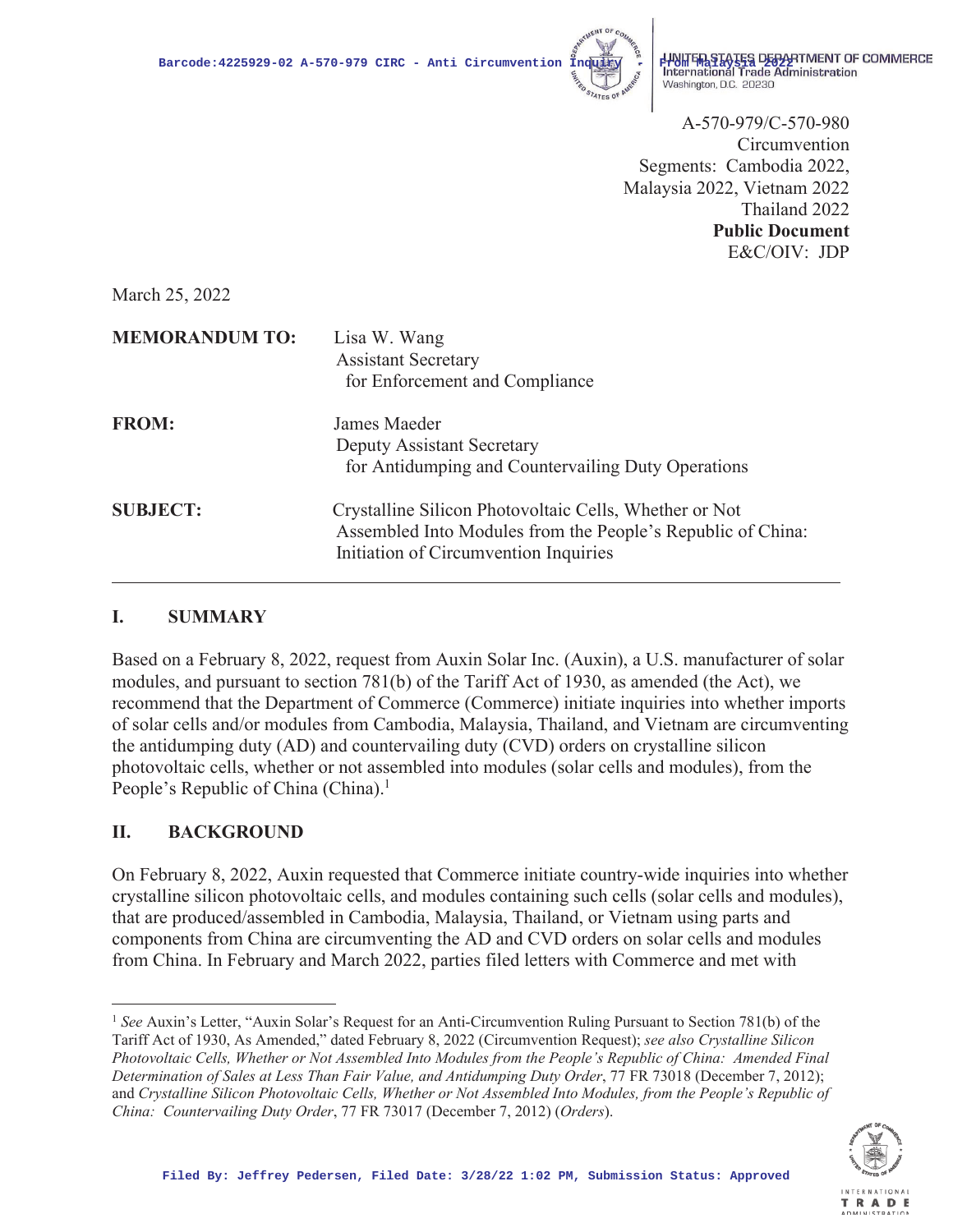A-570-979/C-570-980
Circumvention
Segments: Cambodia 2022,
Malaysia 2022, Vietnam 2022
Thailand 2022
**Public Document**
E&C/OIV: JDP

March 25, 2022

**MEMORANDUM TO:** Lisa W. Wang
Assistant Secretary
for Enforcement and Compliance

**FROM:** James Maeder
Deputy Assistant Secretary
for Antidumping and Countervailing Duty Operations

**SUBJECT:** Crystalline Silicon Photovoltaic Cells, Whether or Not Assembled Into Modules from the People's Republic of China: Initiation of Circumvention Inquiries

---

## I. SUMMARY

Based on a February 8, 2022, request from Auxin Solar Inc. (Auxin), a U.S. manufacturer of solar modules, and pursuant to section 781(b) of the Tariff Act of 1930, as amended (the Act), we recommend that the Department of Commerce (Commerce) initiate inquiries into whether imports of solar cells and/or modules from Cambodia, Malaysia, Thailand, and Vietnam are circumventing the antidumping duty (AD) and countervailing duty (CVD) orders on crystalline silicon photovoltaic cells, whether or not assembled into modules (solar cells and modules), from the People's Republic of China (China).[1]

## II. BACKGROUND

On February 8, 2022, Auxin requested that Commerce initiate country-wide inquiries into whether crystalline silicon photovoltaic cells, and modules containing such cells (solar cells and modules), that are produced/assembled in Cambodia, Malaysia, Thailand, or Vietnam using parts and components from China are circumventing the AD and CVD orders on solar cells and modules from China. In February and March 2022, parties filed letters with Commerce and met with

---

[1] *See* Auxin's Letter, "Auxin Solar's Request for an Anti-Circumvention Ruling Pursuant to Section 781(b) of the Tariff Act of 1930, As Amended," dated February 8, 2022 (Circumvention Request); *see also Crystalline Silicon Photovoltaic Cells, Whether or Not Assembled Into Modules from the People's Republic of China: Amended Final Determination of Sales at Less Than Fair Value, and Antidumping Duty Order*, 77 FR 73018 (December 7, 2012); and *Crystalline Silicon Photovoltaic Cells, Whether or Not Assembled Into Modules, from the People's Republic of China: Countervailing Duty Order*, 77 FR 73017 (December 7, 2012) (*Orders*).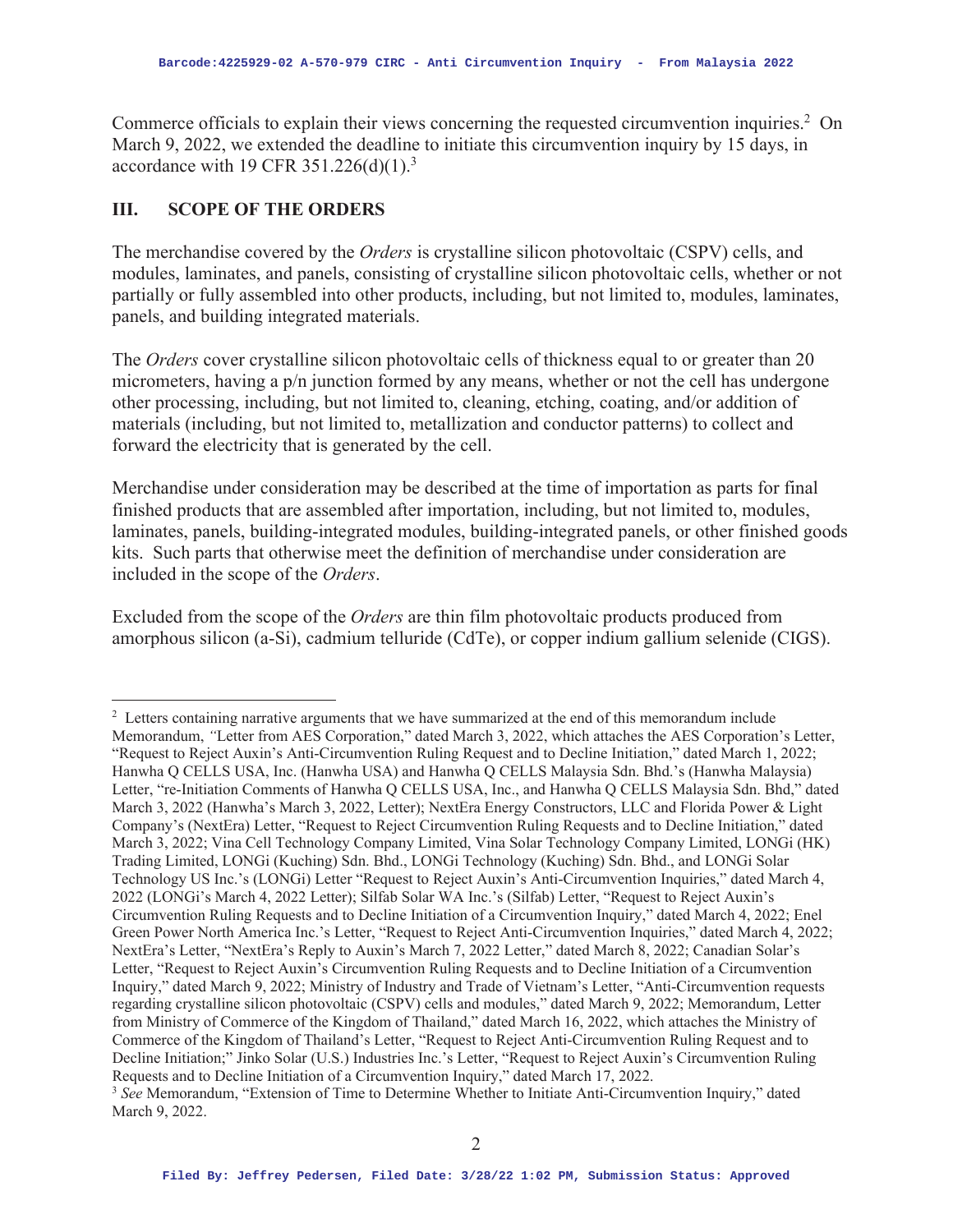Commerce officials to explain their views concerning the requested circumvention inquiries.[2] On March 9, 2022, we extended the deadline to initiate this circumvention inquiry by 15 days, in accordance with 19 CFR 351.226(d)(1).[3]

## III. SCOPE OF THE ORDERS

The merchandise covered by the *Orders* is crystalline silicon photovoltaic (CSPV) cells, and modules, laminates, and panels, consisting of crystalline silicon photovoltaic cells, whether or not partially or fully assembled into other products, including, but not limited to, modules, laminates, panels, and building integrated materials.

The *Orders* cover crystalline silicon photovoltaic cells of thickness equal to or greater than 20 micrometers, having a p/n junction formed by any means, whether or not the cell has undergone other processing, including, but not limited to, cleaning, etching, coating, and/or addition of materials (including, but not limited to, metallization and conductor patterns) to collect and forward the electricity that is generated by the cell.

Merchandise under consideration may be described at the time of importation as parts for final finished products that are assembled after importation, including, but not limited to, modules, laminates, panels, building-integrated modules, building-integrated panels, or other finished goods kits. Such parts that otherwise meet the definition of merchandise under consideration are included in the scope of the *Orders*.

Excluded from the scope of the *Orders* are thin film photovoltaic products produced from amorphous silicon (a-Si), cadmium telluride (CdTe), or copper indium gallium selenide (CIGS).

---

[2] Letters containing narrative arguments that we have summarized at the end of this memorandum include Memorandum, *"*Letter from AES Corporation," dated March 3, 2022, which attaches the AES Corporation's Letter, "Request to Reject Auxin's Anti-Circumvention Ruling Request and to Decline Initiation," dated March 1, 2022; Hanwha Q CELLS USA, Inc. (Hanwha USA) and Hanwha Q CELLS Malaysia Sdn. Bhd.'s (Hanwha Malaysia) Letter, "re-Initiation Comments of Hanwha Q CELLS USA, Inc., and Hanwha Q CELLS Malaysia Sdn. Bhd," dated March 3, 2022 (Hanwha's March 3, 2022, Letter); NextEra Energy Constructors, LLC and Florida Power & Light Company's (NextEra) Letter, "Request to Reject Circumvention Ruling Requests and to Decline Initiation," dated March 3, 2022; Vina Cell Technology Company Limited, Vina Solar Technology Company Limited, LONGi (HK) Trading Limited, LONGi (Kuching) Sdn. Bhd., LONGi Technology (Kuching) Sdn. Bhd., and LONGi Solar Technology US Inc.'s (LONGi) Letter "Request to Reject Auxin's Anti-Circumvention Inquiries," dated March 4, 2022 (LONGi's March 4, 2022 Letter); Silfab Solar WA Inc.'s (Silfab) Letter, "Request to Reject Auxin's Circumvention Ruling Requests and to Decline Initiation of a Circumvention Inquiry," dated March 4, 2022; Enel Green Power North America Inc.'s Letter, "Request to Reject Anti-Circumvention Inquiries," dated March 4, 2022; NextEra's Letter, "NextEra's Reply to Auxin's March 7, 2022 Letter," dated March 8, 2022; Canadian Solar's Letter, "Request to Reject Auxin's Circumvention Ruling Requests and to Decline Initiation of a Circumvention Inquiry," dated March 9, 2022; Ministry of Industry and Trade of Vietnam's Letter, "Anti-Circumvention requests regarding crystalline silicon photovoltaic (CSPV) cells and modules," dated March 9, 2022; Memorandum, Letter from Ministry of Commerce of the Kingdom of Thailand," dated March 16, 2022, which attaches the Ministry of Commerce of the Kingdom of Thailand's Letter, "Request to Reject Anti-Circumvention Ruling Request and to Decline Initiation;" Jinko Solar (U.S.) Industries Inc.'s Letter, "Request to Reject Auxin's Circumvention Ruling Requests and to Decline Initiation of a Circumvention Inquiry," dated March 17, 2022.

[3] *See* Memorandum, "Extension of Time to Determine Whether to Initiate Anti-Circumvention Inquiry," dated March 9, 2022.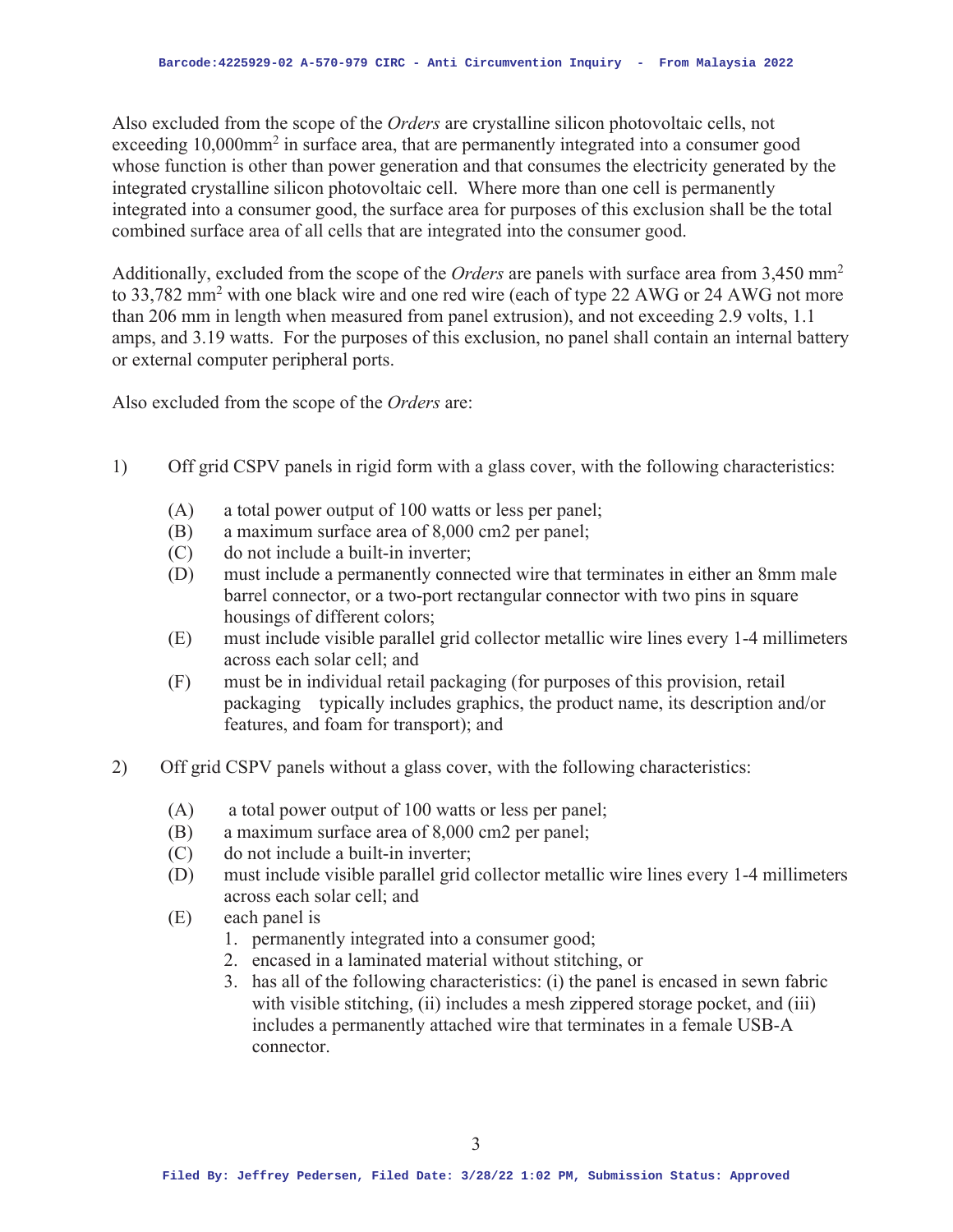Also excluded from the scope of the *Orders* are crystalline silicon photovoltaic cells, not exceeding 10,000mm$^2$ in surface area, that are permanently integrated into a consumer good whose function is other than power generation and that consumes the electricity generated by the integrated crystalline silicon photovoltaic cell. Where more than one cell is permanently integrated into a consumer good, the surface area for purposes of this exclusion shall be the total combined surface area of all cells that are integrated into the consumer good.

Additionally, excluded from the scope of the *Orders* are panels with surface area from 3,450 mm$^2$ to 33,782 mm$^2$ with one black wire and one red wire (each of type 22 AWG or 24 AWG not more than 206 mm in length when measured from panel extrusion), and not exceeding 2.9 volts, 1.1 amps, and 3.19 watts. For the purposes of this exclusion, no panel shall contain an internal battery or external computer peripheral ports.

Also excluded from the scope of the *Orders* are:

1) Off grid CSPV panels in rigid form with a glass cover, with the following characteristics:

   (A) a total power output of 100 watts or less per panel;
   (B) a maximum surface area of 8,000 cm2 per panel;
   (C) do not include a built-in inverter;
   (D) must include a permanently connected wire that terminates in either an 8mm male barrel connector, or a two-port rectangular connector with two pins in square housings of different colors;
   (E) must include visible parallel grid collector metallic wire lines every 1-4 millimeters across each solar cell; and
   (F) must be in individual retail packaging (for purposes of this provision, retail packaging typically includes graphics, the product name, its description and/or features, and foam for transport); and

2) Off grid CSPV panels without a glass cover, with the following characteristics:

   (A) a total power output of 100 watts or less per panel;
   (B) a maximum surface area of 8,000 cm2 per panel;
   (C) do not include a built-in inverter;
   (D) must include visible parallel grid collector metallic wire lines every 1-4 millimeters across each solar cell; and
   (E) each panel is
      1. permanently integrated into a consumer good;
      2. encased in a laminated material without stitching, or
      3. has all of the following characteristics: (i) the panel is encased in sewn fabric with visible stitching, (ii) includes a mesh zippered storage pocket, and (iii) includes a permanently attached wire that terminates in a female USB-A connector.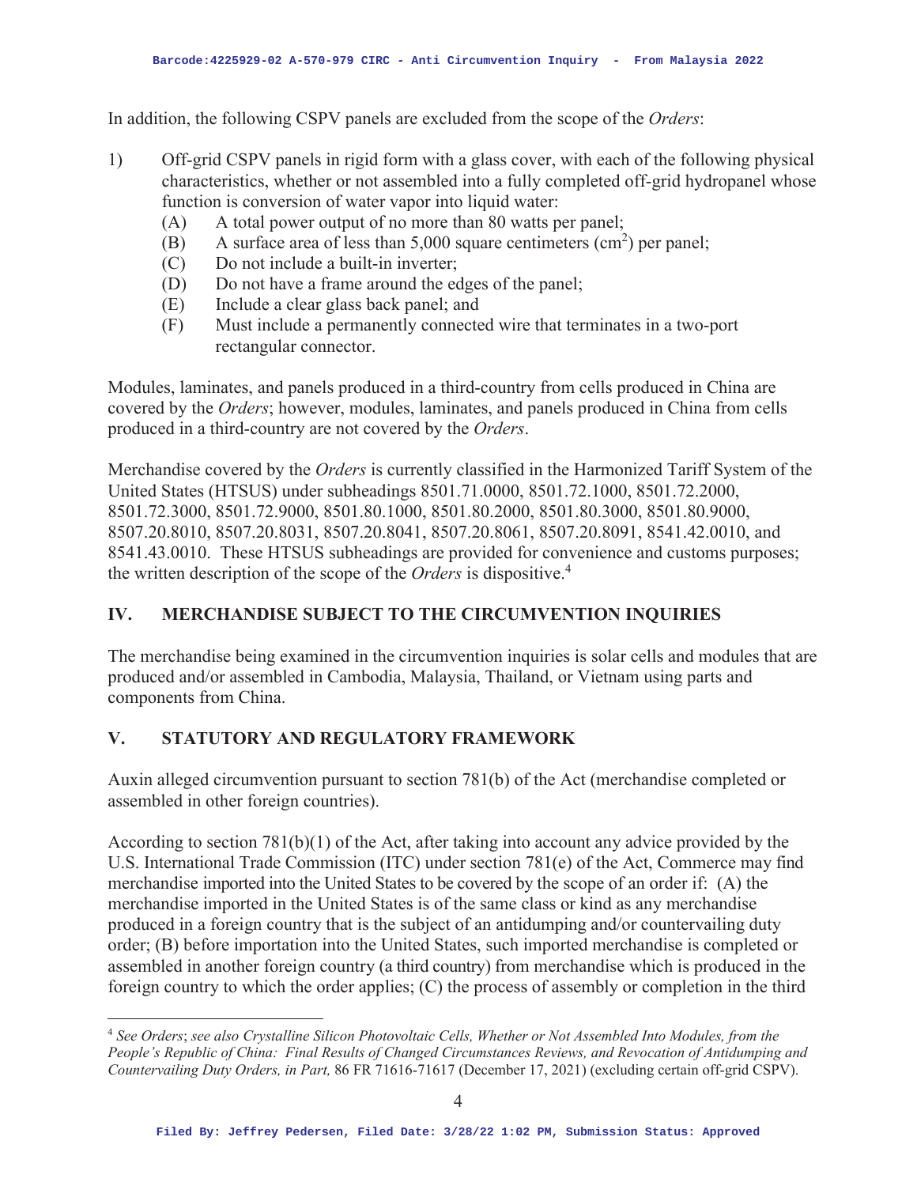In addition, the following CSPV panels are excluded from the scope of the *Orders*:

1) Off-grid CSPV panels in rigid form with a glass cover, with each of the following physical characteristics, whether or not assembled into a fully completed off-grid hydropanel whose function is conversion of water vapor into liquid water:
   (A) A total power output of no more than 80 watts per panel;
   (B) A surface area of less than 5,000 square centimeters ($cm^2$) per panel;
   (C) Do not include a built-in inverter;
   (D) Do not have a frame around the edges of the panel;
   (E) Include a clear glass back panel; and
   (F) Must include a permanently connected wire that terminates in a two-port rectangular connector.

Modules, laminates, and panels produced in a third-country from cells produced in China are covered by the *Orders*; however, modules, laminates, and panels produced in China from cells produced in a third-country are not covered by the *Orders*.

Merchandise covered by the *Orders* is currently classified in the Harmonized Tariff System of the United States (HTSUS) under subheadings 8501.71.0000, 8501.72.1000, 8501.72.2000, 8501.72.3000, 8501.72.9000, 8501.80.1000, 8501.80.2000, 8501.80.3000, 8501.80.9000, 8507.20.8010, 8507.20.8031, 8507.20.8041, 8507.20.8061, 8507.20.8091, 8541.42.0010, and 8541.43.0010. These HTSUS subheadings are provided for convenience and customs purposes; the written description of the scope of the *Orders* is dispositive.[4]

## IV. MERCHANDISE SUBJECT TO THE CIRCUMVENTION INQUIRIES

The merchandise being examined in the circumvention inquiries is solar cells and modules that are produced and/or assembled in Cambodia, Malaysia, Thailand, or Vietnam using parts and components from China.

## V. STATUTORY AND REGULATORY FRAMEWORK

Auxin alleged circumvention pursuant to section 781(b) of the Act (merchandise completed or assembled in other foreign countries).

According to section 781(b)(1) of the Act, after taking into account any advice provided by the U.S. International Trade Commission (ITC) under section 781(e) of the Act, Commerce may find merchandise imported into the United States to be covered by the scope of an order if: (A) the merchandise imported in the United States is of the same class or kind as any merchandise produced in a foreign country that is the subject of an antidumping and/or countervailing duty order; (B) before importation into the United States, such imported merchandise is completed or assembled in another foreign country (a third country) from merchandise which is produced in the foreign country to which the order applies; (C) the process of assembly or completion in the third

---

[4] *See Orders*; *see also Crystalline Silicon Photovoltaic Cells, Whether or Not Assembled Into Modules, from the People's Republic of China: Final Results of Changed Circumstances Reviews, and Revocation of Antidumping and Countervailing Duty Orders, in Part,* 86 FR 71616-71617 (December 17, 2021) (excluding certain off-grid CSPV).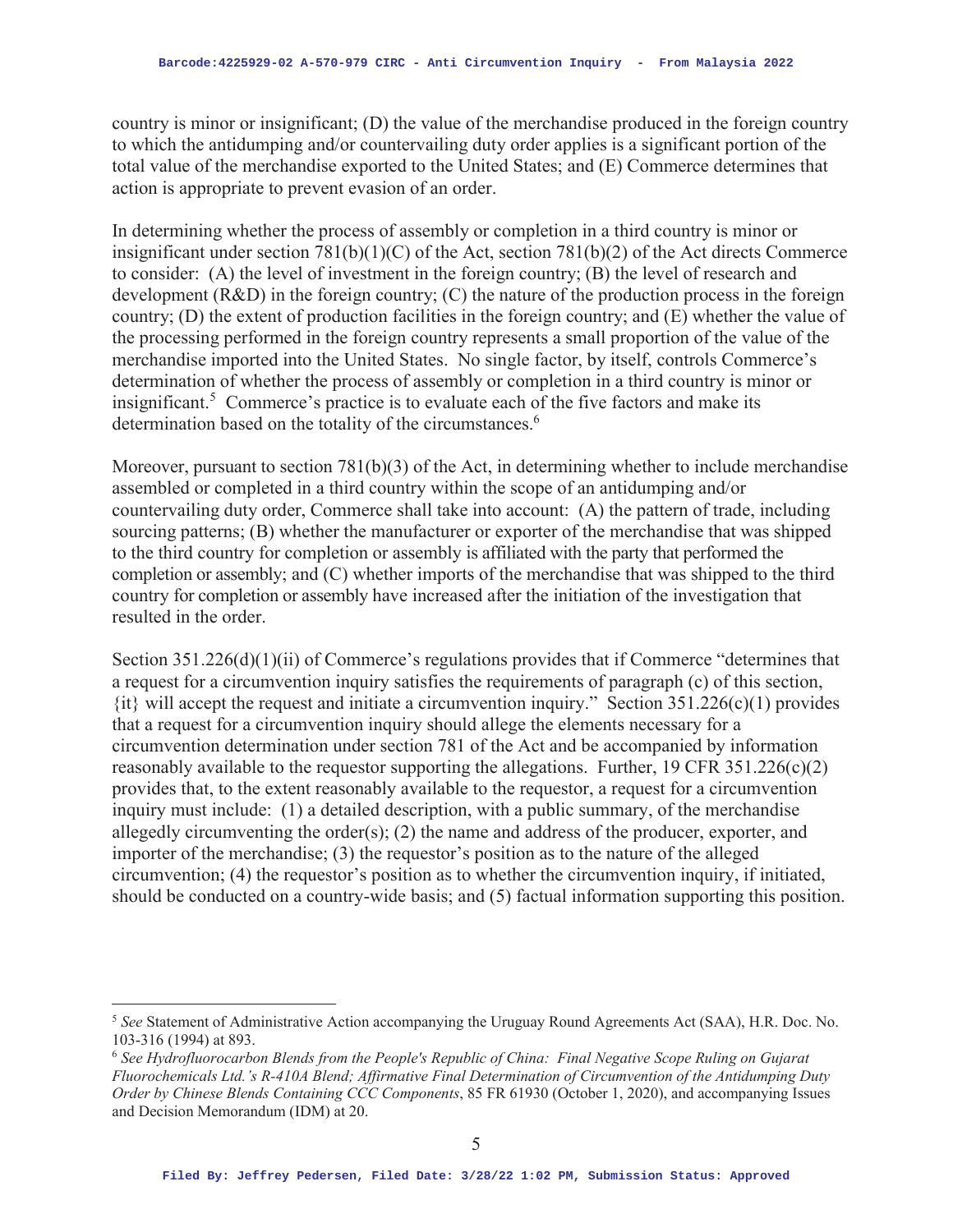country is minor or insignificant; (D) the value of the merchandise produced in the foreign country to which the antidumping and/or countervailing duty order applies is a significant portion of the total value of the merchandise exported to the United States; and (E) Commerce determines that action is appropriate to prevent evasion of an order.

In determining whether the process of assembly or completion in a third country is minor or insignificant under section 781(b)(1)(C) of the Act, section 781(b)(2) of the Act directs Commerce to consider: (A) the level of investment in the foreign country; (B) the level of research and development (R&D) in the foreign country; (C) the nature of the production process in the foreign country; (D) the extent of production facilities in the foreign country; and (E) whether the value of the processing performed in the foreign country represents a small proportion of the value of the merchandise imported into the United States. No single factor, by itself, controls Commerce's determination of whether the process of assembly or completion in a third country is minor or insignificant.[5] Commerce's practice is to evaluate each of the five factors and make its determination based on the totality of the circumstances.[6]

Moreover, pursuant to section 781(b)(3) of the Act, in determining whether to include merchandise assembled or completed in a third country within the scope of an antidumping and/or countervailing duty order, Commerce shall take into account: (A) the pattern of trade, including sourcing patterns; (B) whether the manufacturer or exporter of the merchandise that was shipped to the third country for completion or assembly is affiliated with the party that performed the completion or assembly; and (C) whether imports of the merchandise that was shipped to the third country for completion or assembly have increased after the initiation of the investigation that resulted in the order.

Section 351.226(d)(1)(ii) of Commerce's regulations provides that if Commerce "determines that a request for a circumvention inquiry satisfies the requirements of paragraph (c) of this section, {it} will accept the request and initiate a circumvention inquiry." Section 351.226(c)(1) provides that a request for a circumvention inquiry should allege the elements necessary for a circumvention determination under section 781 of the Act and be accompanied by information reasonably available to the requestor supporting the allegations. Further, 19 CFR 351.226(c)(2) provides that, to the extent reasonably available to the requestor, a request for a circumvention inquiry must include: (1) a detailed description, with a public summary, of the merchandise allegedly circumventing the order(s); (2) the name and address of the producer, exporter, and importer of the merchandise; (3) the requestor's position as to the nature of the alleged circumvention; (4) the requestor's position as to whether the circumvention inquiry, if initiated, should be conducted on a country-wide basis; and (5) factual information supporting this position.

---

[5] *See* Statement of Administrative Action accompanying the Uruguay Round Agreements Act (SAA), H.R. Doc. No. 103-316 (1994) at 893.

[6] *See Hydrofluorocarbon Blends from the People's Republic of China: Final Negative Scope Ruling on Gujarat Fluorochemicals Ltd.'s R-410A Blend; Affirmative Final Determination of Circumvention of the Antidumping Duty Order by Chinese Blends Containing CCC Components*, 85 FR 61930 (October 1, 2020), and accompanying Issues and Decision Memorandum (IDM) at 20.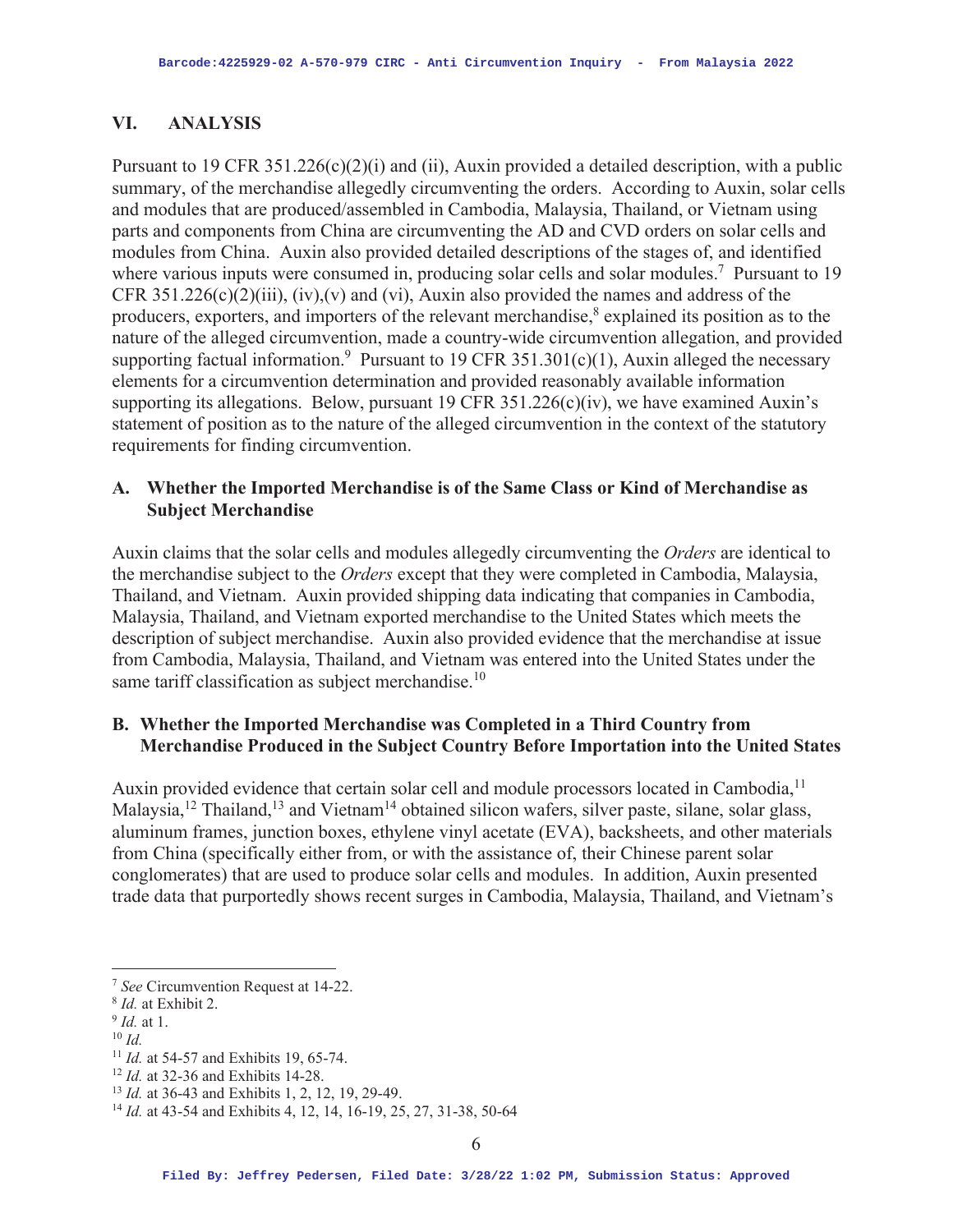## VI. ANALYSIS

Pursuant to 19 CFR 351.226(c)(2)(i) and (ii), Auxin provided a detailed description, with a public summary, of the merchandise allegedly circumventing the orders. According to Auxin, solar cells and modules that are produced/assembled in Cambodia, Malaysia, Thailand, or Vietnam using parts and components from China are circumventing the AD and CVD orders on solar cells and modules from China. Auxin also provided detailed descriptions of the stages of, and identified where various inputs were consumed in, producing solar cells and solar modules.[7] Pursuant to 19 CFR 351.226(c)(2)(iii), (iv),(v) and (vi), Auxin also provided the names and address of the producers, exporters, and importers of the relevant merchandise,[8] explained its position as to the nature of the alleged circumvention, made a country-wide circumvention allegation, and provided supporting factual information.[9] Pursuant to 19 CFR 351.301(c)(1), Auxin alleged the necessary elements for a circumvention determination and provided reasonably available information supporting its allegations. Below, pursuant 19 CFR 351.226(c)(iv), we have examined Auxin's statement of position as to the nature of the alleged circumvention in the context of the statutory requirements for finding circumvention.

### A. Whether the Imported Merchandise is of the Same Class or Kind of Merchandise as Subject Merchandise

Auxin claims that the solar cells and modules allegedly circumventing the *Orders* are identical to the merchandise subject to the *Orders* except that they were completed in Cambodia, Malaysia, Thailand, and Vietnam. Auxin provided shipping data indicating that companies in Cambodia, Malaysia, Thailand, and Vietnam exported merchandise to the United States which meets the description of subject merchandise. Auxin also provided evidence that the merchandise at issue from Cambodia, Malaysia, Thailand, and Vietnam was entered into the United States under the same tariff classification as subject merchandise.[10]

### B. Whether the Imported Merchandise was Completed in a Third Country from Merchandise Produced in the Subject Country Before Importation into the United States

Auxin provided evidence that certain solar cell and module processors located in Cambodia,[11] Malaysia,[12] Thailand,[13] and Vietnam[14] obtained silicon wafers, silver paste, silane, solar glass, aluminum frames, junction boxes, ethylene vinyl acetate (EVA), backsheets, and other materials from China (specifically either from, or with the assistance of, their Chinese parent solar conglomerates) that are used to produce solar cells and modules. In addition, Auxin presented trade data that purportedly shows recent surges in Cambodia, Malaysia, Thailand, and Vietnam's

---

[7] *See* Circumvention Request at 14-22.

[8] *Id.* at Exhibit 2.

[9] *Id.* at 1.

[10] *Id.*

[11] *Id.* at 54-57 and Exhibits 19, 65-74.

[12] *Id.* at 32-36 and Exhibits 14-28.

[13] *Id.* at 36-43 and Exhibits 1, 2, 12, 19, 29-49.

[14] *Id.* at 43-54 and Exhibits 4, 12, 14, 16-19, 25, 27, 31-38, 50-64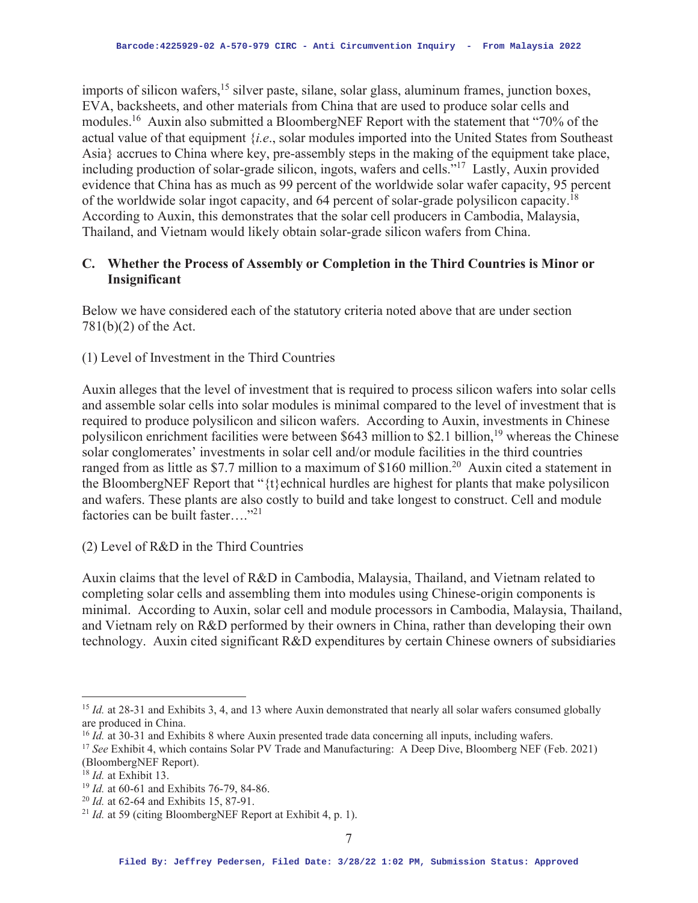imports of silicon wafers,[15] silver paste, silane, solar glass, aluminum frames, junction boxes, EVA, backsheets, and other materials from China that are used to produce solar cells and modules.[16] Auxin also submitted a BloombergNEF Report with the statement that "70% of the actual value of that equipment {*i.e*., solar modules imported into the United States from Southeast Asia} accrues to China where key, pre-assembly steps in the making of the equipment take place, including production of solar-grade silicon, ingots, wafers and cells."[17] Lastly, Auxin provided evidence that China has as much as 99 percent of the worldwide solar wafer capacity, 95 percent of the worldwide solar ingot capacity, and 64 percent of solar-grade polysilicon capacity.[18] According to Auxin, this demonstrates that the solar cell producers in Cambodia, Malaysia, Thailand, and Vietnam would likely obtain solar-grade silicon wafers from China.

### C. Whether the Process of Assembly or Completion in the Third Countries is Minor or Insignificant

Below we have considered each of the statutory criteria noted above that are under section 781(b)(2) of the Act.

(1) Level of Investment in the Third Countries

Auxin alleges that the level of investment that is required to process silicon wafers into solar cells and assemble solar cells into solar modules is minimal compared to the level of investment that is required to produce polysilicon and silicon wafers. According to Auxin, investments in Chinese polysilicon enrichment facilities were between $643 million to $2.1 billion,[19] whereas the Chinese solar conglomerates' investments in solar cell and/or module facilities in the third countries ranged from as little as $7.7 million to a maximum of $160 million.[20] Auxin cited a statement in the BloombergNEF Report that "{t}echnical hurdles are highest for plants that make polysilicon and wafers. These plants are also costly to build and take longest to construct. Cell and module factories can be built faster…."[21]

(2) Level of R&D in the Third Countries

Auxin claims that the level of R&D in Cambodia, Malaysia, Thailand, and Vietnam related to completing solar cells and assembling them into modules using Chinese-origin components is minimal. According to Auxin, solar cell and module processors in Cambodia, Malaysia, Thailand, and Vietnam rely on R&D performed by their owners in China, rather than developing their own technology. Auxin cited significant R&D expenditures by certain Chinese owners of subsidiaries

---

[15] *Id.* at 28-31 and Exhibits 3, 4, and 13 where Auxin demonstrated that nearly all solar wafers consumed globally are produced in China.

[16] *Id.* at 30-31 and Exhibits 8 where Auxin presented trade data concerning all inputs, including wafers.

[17] *See* Exhibit 4, which contains Solar PV Trade and Manufacturing: A Deep Dive, Bloomberg NEF (Feb. 2021) (BloombergNEF Report).

[18] *Id.* at Exhibit 13.

[19] *Id.* at 60-61 and Exhibits 76-79, 84-86.

[20] *Id.* at 62-64 and Exhibits 15, 87-91.

[21] *Id.* at 59 (citing BloombergNEF Report at Exhibit 4, p. 1).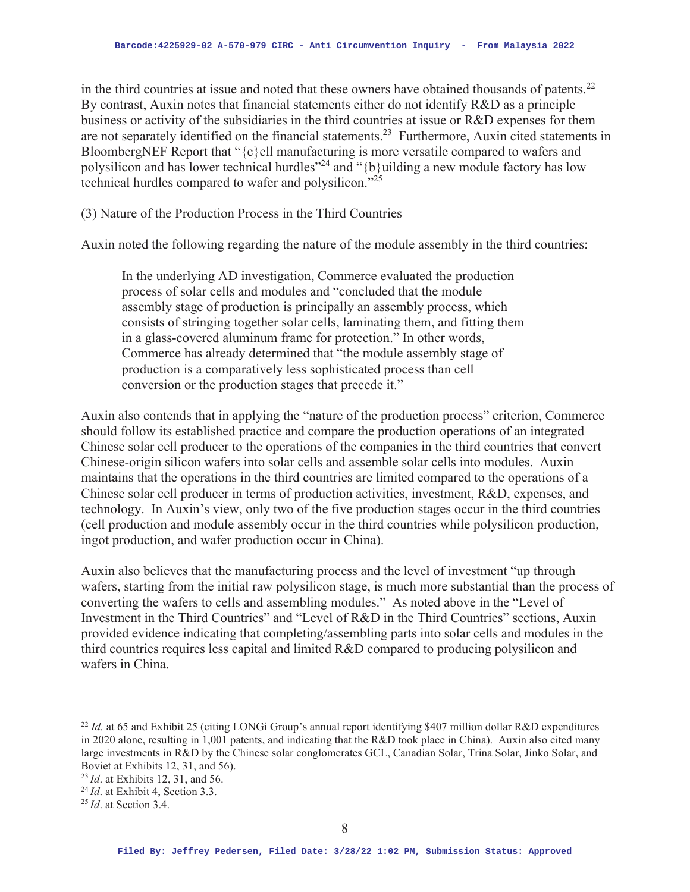in the third countries at issue and noted that these owners have obtained thousands of patents.[22] By contrast, Auxin notes that financial statements either do not identify R&D as a principle business or activity of the subsidiaries in the third countries at issue or R&D expenses for them are not separately identified on the financial statements.[23] Furthermore, Auxin cited statements in BloombergNEF Report that "{c}ell manufacturing is more versatile compared to wafers and polysilicon and has lower technical hurdles"[24] and "{b}uilding a new module factory has low technical hurdles compared to wafer and polysilicon."[25]

(3) Nature of the Production Process in the Third Countries

Auxin noted the following regarding the nature of the module assembly in the third countries:

> In the underlying AD investigation, Commerce evaluated the production process of solar cells and modules and "concluded that the module assembly stage of production is principally an assembly process, which consists of stringing together solar cells, laminating them, and fitting them in a glass-covered aluminum frame for protection." In other words, Commerce has already determined that "the module assembly stage of production is a comparatively less sophisticated process than cell conversion or the production stages that precede it."

Auxin also contends that in applying the "nature of the production process" criterion, Commerce should follow its established practice and compare the production operations of an integrated Chinese solar cell producer to the operations of the companies in the third countries that convert Chinese-origin silicon wafers into solar cells and assemble solar cells into modules. Auxin maintains that the operations in the third countries are limited compared to the operations of a Chinese solar cell producer in terms of production activities, investment, R&D, expenses, and technology. In Auxin's view, only two of the five production stages occur in the third countries (cell production and module assembly occur in the third countries while polysilicon production, ingot production, and wafer production occur in China).

Auxin also believes that the manufacturing process and the level of investment "up through wafers, starting from the initial raw polysilicon stage, is much more substantial than the process of converting the wafers to cells and assembling modules." As noted above in the "Level of Investment in the Third Countries" and "Level of R&D in the Third Countries" sections, Auxin provided evidence indicating that completing/assembling parts into solar cells and modules in the third countries requires less capital and limited R&D compared to producing polysilicon and wafers in China.

---

[22] *Id.* at 65 and Exhibit 25 (citing LONGi Group's annual report identifying $407 million dollar R&D expenditures in 2020 alone, resulting in 1,001 patents, and indicating that the R&D took place in China). Auxin also cited many large investments in R&D by the Chinese solar conglomerates GCL, Canadian Solar, Trina Solar, Jinko Solar, and Boviet at Exhibits 12, 31, and 56).

[23] *Id*. at Exhibits 12, 31, and 56.

[24] *Id*. at Exhibit 4, Section 3.3.

[25] *Id*. at Section 3.4.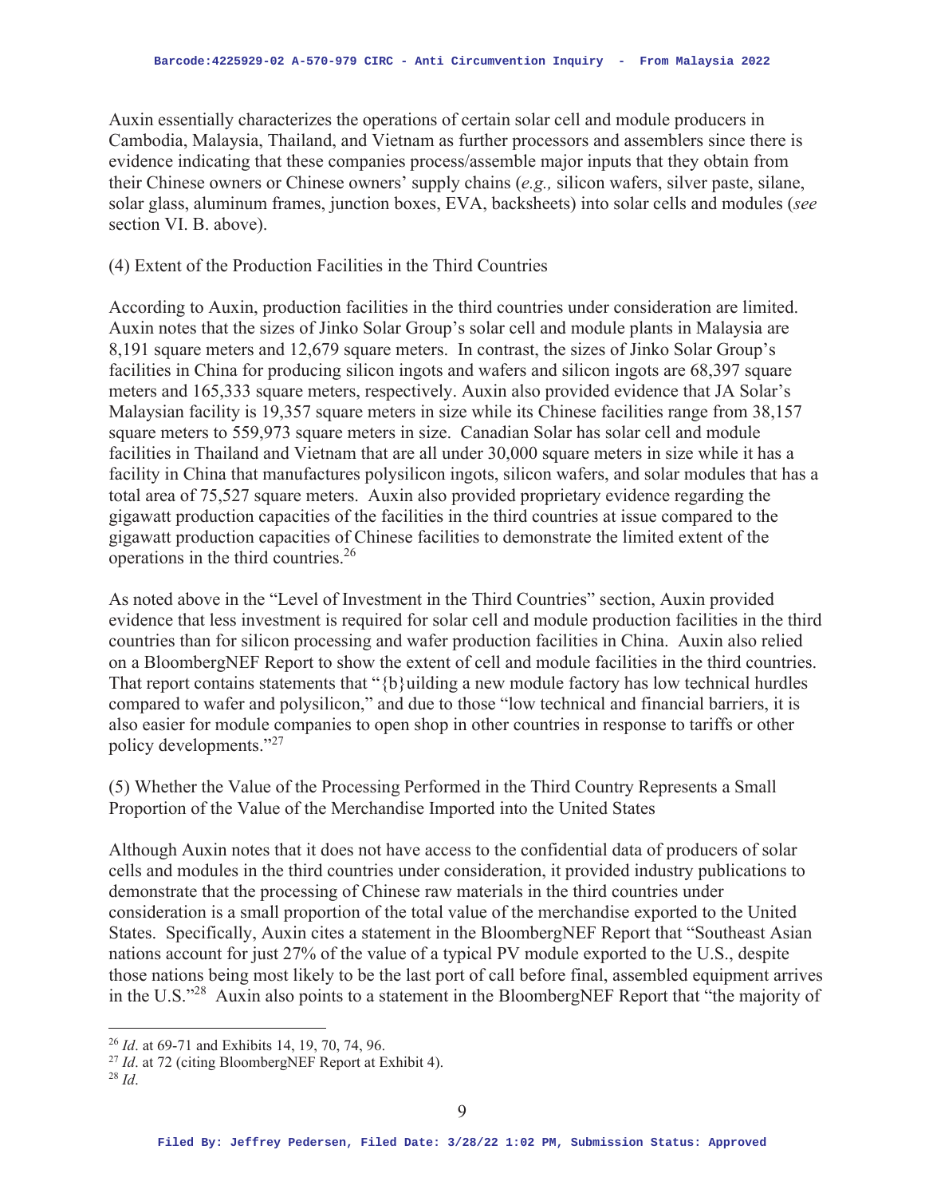Auxin essentially characterizes the operations of certain solar cell and module producers in Cambodia, Malaysia, Thailand, and Vietnam as further processors and assemblers since there is evidence indicating that these companies process/assemble major inputs that they obtain from their Chinese owners or Chinese owners' supply chains (*e.g.,* silicon wafers, silver paste, silane, solar glass, aluminum frames, junction boxes, EVA, backsheets) into solar cells and modules (*see* section VI. B. above).

(4) Extent of the Production Facilities in the Third Countries

According to Auxin, production facilities in the third countries under consideration are limited. Auxin notes that the sizes of Jinko Solar Group's solar cell and module plants in Malaysia are 8,191 square meters and 12,679 square meters. In contrast, the sizes of Jinko Solar Group's facilities in China for producing silicon ingots and wafers and silicon ingots are 68,397 square meters and 165,333 square meters, respectively. Auxin also provided evidence that JA Solar's Malaysian facility is 19,357 square meters in size while its Chinese facilities range from 38,157 square meters to 559,973 square meters in size. Canadian Solar has solar cell and module facilities in Thailand and Vietnam that are all under 30,000 square meters in size while it has a facility in China that manufactures polysilicon ingots, silicon wafers, and solar modules that has a total area of 75,527 square meters. Auxin also provided proprietary evidence regarding the gigawatt production capacities of the facilities in the third countries at issue compared to the gigawatt production capacities of Chinese facilities to demonstrate the limited extent of the operations in the third countries.[26]

As noted above in the "Level of Investment in the Third Countries" section, Auxin provided evidence that less investment is required for solar cell and module production facilities in the third countries than for silicon processing and wafer production facilities in China. Auxin also relied on a BloombergNEF Report to show the extent of cell and module facilities in the third countries. That report contains statements that "{b}uilding a new module factory has low technical hurdles compared to wafer and polysilicon," and due to those "low technical and financial barriers, it is also easier for module companies to open shop in other countries in response to tariffs or other policy developments."[27]

(5) Whether the Value of the Processing Performed in the Third Country Represents a Small Proportion of the Value of the Merchandise Imported into the United States

Although Auxin notes that it does not have access to the confidential data of producers of solar cells and modules in the third countries under consideration, it provided industry publications to demonstrate that the processing of Chinese raw materials in the third countries under consideration is a small proportion of the total value of the merchandise exported to the United States. Specifically, Auxin cites a statement in the BloombergNEF Report that "Southeast Asian nations account for just 27% of the value of a typical PV module exported to the U.S., despite those nations being most likely to be the last port of call before final, assembled equipment arrives in the U.S."[28] Auxin also points to a statement in the BloombergNEF Report that "the majority of

---

[26] *Id*. at 69-71 and Exhibits 14, 19, 70, 74, 96.

[27] *Id*. at 72 (citing BloombergNEF Report at Exhibit 4).

[28] *Id*.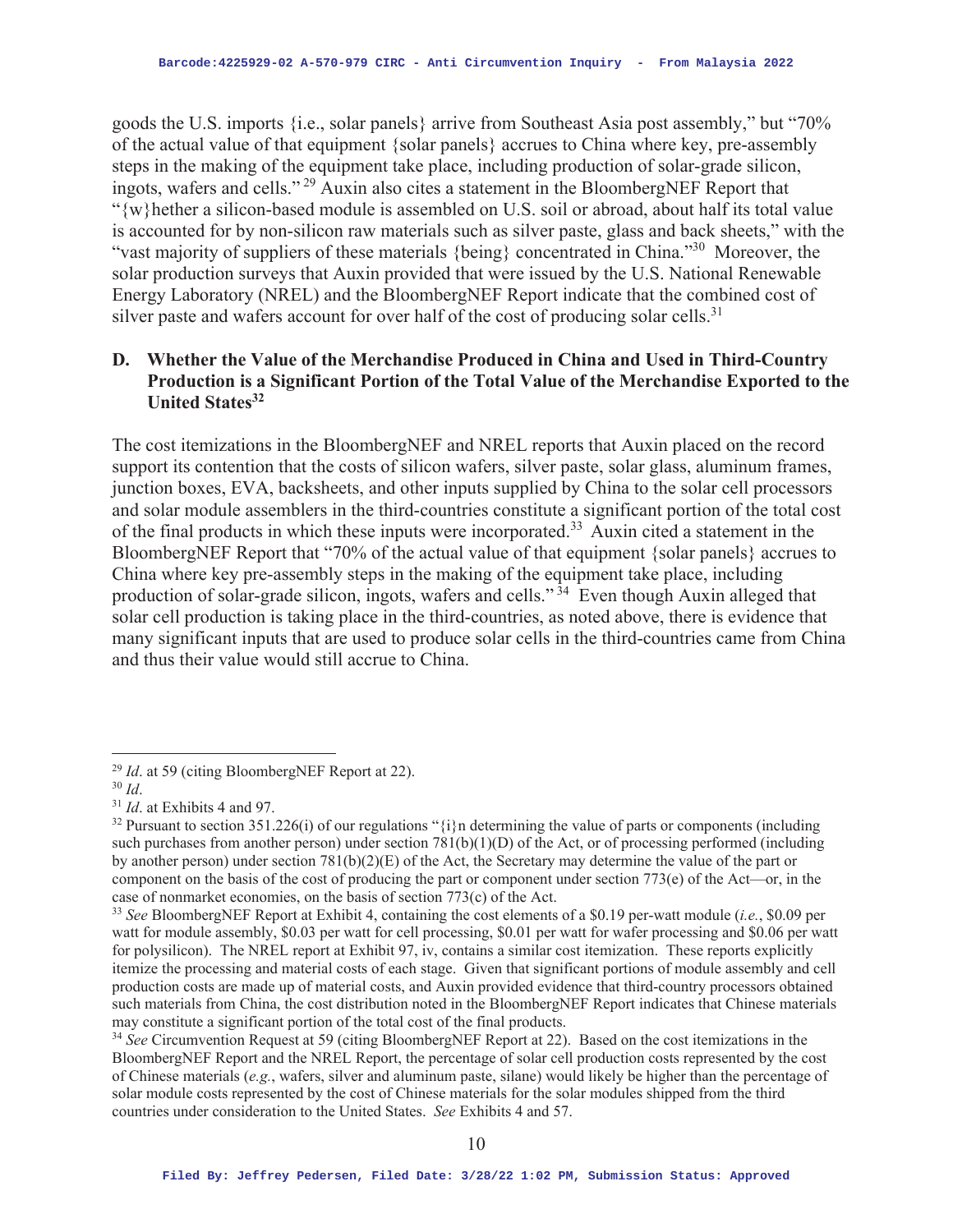goods the U.S. imports {i.e., solar panels} arrive from Southeast Asia post assembly," but "70% of the actual value of that equipment {solar panels} accrues to China where key, pre-assembly steps in the making of the equipment take place, including production of solar-grade silicon, ingots, wafers and cells." [29] Auxin also cites a statement in the BloombergNEF Report that "{w}hether a silicon-based module is assembled on U.S. soil or abroad, about half its total value is accounted for by non-silicon raw materials such as silver paste, glass and back sheets," with the "vast majority of suppliers of these materials {being} concentrated in China."[30] Moreover, the solar production surveys that Auxin provided that were issued by the U.S. National Renewable Energy Laboratory (NREL) and the BloombergNEF Report indicate that the combined cost of silver paste and wafers account for over half of the cost of producing solar cells.[31]

### D. Whether the Value of the Merchandise Produced in China and Used in Third-Country Production is a Significant Portion of the Total Value of the Merchandise Exported to the United States[32]

The cost itemizations in the BloombergNEF and NREL reports that Auxin placed on the record support its contention that the costs of silicon wafers, silver paste, solar glass, aluminum frames, junction boxes, EVA, backsheets, and other inputs supplied by China to the solar cell processors and solar module assemblers in the third-countries constitute a significant portion of the total cost of the final products in which these inputs were incorporated.[33] Auxin cited a statement in the BloombergNEF Report that "70% of the actual value of that equipment {solar panels} accrues to China where key pre-assembly steps in the making of the equipment take place, including production of solar-grade silicon, ingots, wafers and cells." [34] Even though Auxin alleged that solar cell production is taking place in the third-countries, as noted above, there is evidence that many significant inputs that are used to produce solar cells in the third-countries came from China and thus their value would still accrue to China.

---

[29] *Id*. at 59 (citing BloombergNEF Report at 22).

[30] *Id*.

[31] *Id*. at Exhibits 4 and 97.

[32] Pursuant to section 351.226(i) of our regulations "{i}n determining the value of parts or components (including such purchases from another person) under section 781(b)(1)(D) of the Act, or of processing performed (including by another person) under section 781(b)(2)(E) of the Act, the Secretary may determine the value of the part or component on the basis of the cost of producing the part or component under section 773(e) of the Act—or, in the case of nonmarket economies, on the basis of section 773(c) of the Act.

[33] *See* BloombergNEF Report at Exhibit 4, containing the cost elements of a \$0.19 per-watt module (*i.e.*, \$0.09 per watt for module assembly, \$0.03 per watt for cell processing, \$0.01 per watt for wafer processing and \$0.06 per watt for polysilicon). The NREL report at Exhibit 97, iv, contains a similar cost itemization. These reports explicitly itemize the processing and material costs of each stage. Given that significant portions of module assembly and cell production costs are made up of material costs, and Auxin provided evidence that third-country processors obtained such materials from China, the cost distribution noted in the BloombergNEF Report indicates that Chinese materials may constitute a significant portion of the total cost of the final products.

[34] *See* Circumvention Request at 59 (citing BloombergNEF Report at 22). Based on the cost itemizations in the BloombergNEF Report and the NREL Report, the percentage of solar cell production costs represented by the cost of Chinese materials (*e.g.*, wafers, silver and aluminum paste, silane) would likely be higher than the percentage of solar module costs represented by the cost of Chinese materials for the solar modules shipped from the third countries under consideration to the United States. *See* Exhibits 4 and 57.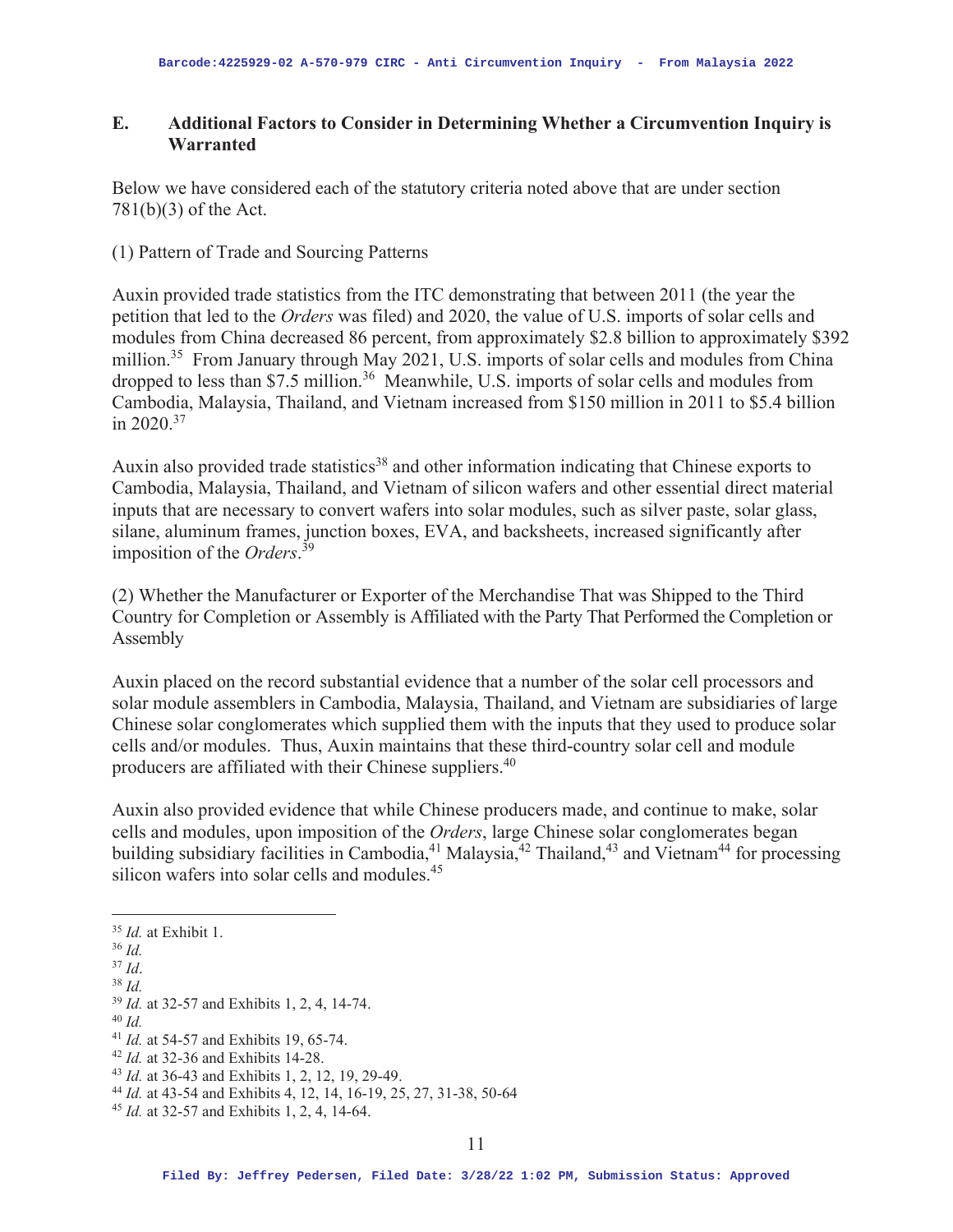## E. Additional Factors to Consider in Determining Whether a Circumvention Inquiry is Warranted

Below we have considered each of the statutory criteria noted above that are under section 781(b)(3) of the Act.

(1) Pattern of Trade and Sourcing Patterns

Auxin provided trade statistics from the ITC demonstrating that between 2011 (the year the petition that led to the *Orders* was filed) and 2020, the value of U.S. imports of solar cells and modules from China decreased 86 percent, from approximately $2.8 billion to approximately $392 million.[35] From January through May 2021, U.S. imports of solar cells and modules from China dropped to less than $7.5 million.[36] Meanwhile, U.S. imports of solar cells and modules from Cambodia, Malaysia, Thailand, and Vietnam increased from $150 million in 2011 to $5.4 billion in 2020.[37]

Auxin also provided trade statistics[38] and other information indicating that Chinese exports to Cambodia, Malaysia, Thailand, and Vietnam of silicon wafers and other essential direct material inputs that are necessary to convert wafers into solar modules, such as silver paste, solar glass, silane, aluminum frames, junction boxes, EVA, and backsheets, increased significantly after imposition of the *Orders*.[39]

(2) Whether the Manufacturer or Exporter of the Merchandise That was Shipped to the Third Country for Completion or Assembly is Affiliated with the Party That Performed the Completion or Assembly

Auxin placed on the record substantial evidence that a number of the solar cell processors and solar module assemblers in Cambodia, Malaysia, Thailand, and Vietnam are subsidiaries of large Chinese solar conglomerates which supplied them with the inputs that they used to produce solar cells and/or modules. Thus, Auxin maintains that these third-country solar cell and module producers are affiliated with their Chinese suppliers.[40]

Auxin also provided evidence that while Chinese producers made, and continue to make, solar cells and modules, upon imposition of the *Orders*, large Chinese solar conglomerates began building subsidiary facilities in Cambodia,[41] Malaysia,[42] Thailand,[43] and Vietnam[44] for processing silicon wafers into solar cells and modules.[45]

---

[35] *Id.* at Exhibit 1.
[36] *Id.*
[37] *Id*.
[38] *Id.*
[39] *Id.* at 32-57 and Exhibits 1, 2, 4, 14-74.
[40] *Id.*
[41] *Id.* at 54-57 and Exhibits 19, 65-74.
[42] *Id.* at 32-36 and Exhibits 14-28.
[43] *Id.* at 36-43 and Exhibits 1, 2, 12, 19, 29-49.
[44] *Id.* at 43-54 and Exhibits 4, 12, 14, 16-19, 25, 27, 31-38, 50-64
[45] *Id.* at 32-57 and Exhibits 1, 2, 4, 14-64.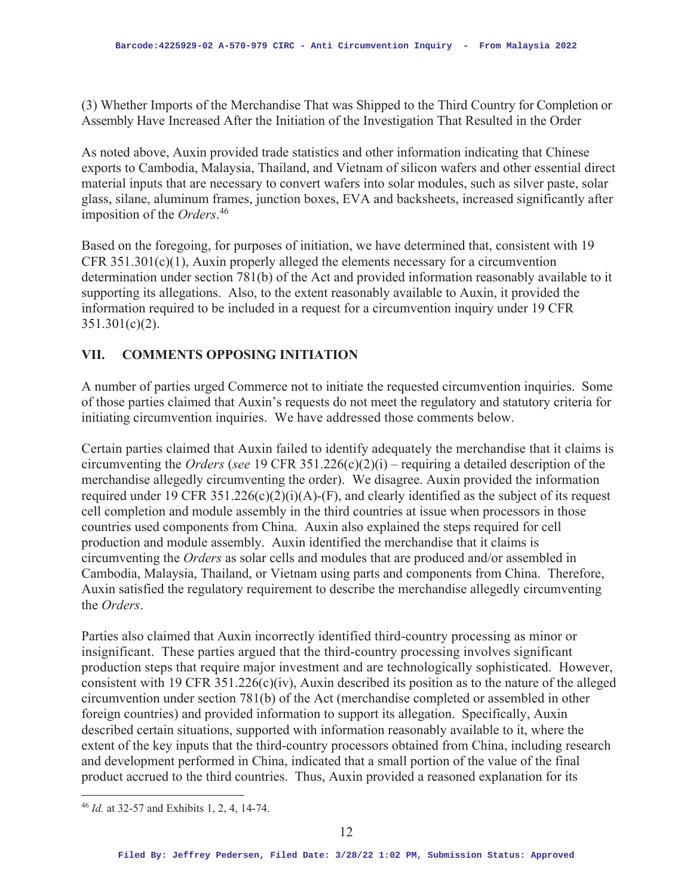(3) Whether Imports of the Merchandise That was Shipped to the Third Country for Completion or Assembly Have Increased After the Initiation of the Investigation That Resulted in the Order

As noted above, Auxin provided trade statistics and other information indicating that Chinese exports to Cambodia, Malaysia, Thailand, and Vietnam of silicon wafers and other essential direct material inputs that are necessary to convert wafers into solar modules, such as silver paste, solar glass, silane, aluminum frames, junction boxes, EVA and backsheets, increased significantly after imposition of the *Orders*.[46]

Based on the foregoing, for purposes of initiation, we have determined that, consistent with 19 CFR 351.301(c)(1), Auxin properly alleged the elements necessary for a circumvention determination under section 781(b) of the Act and provided information reasonably available to it supporting its allegations. Also, to the extent reasonably available to Auxin, it provided the information required to be included in a request for a circumvention inquiry under 19 CFR 351.301(c)(2).

## VII. COMMENTS OPPOSING INITIATION

A number of parties urged Commerce not to initiate the requested circumvention inquiries. Some of those parties claimed that Auxin's requests do not meet the regulatory and statutory criteria for initiating circumvention inquiries. We have addressed those comments below.

Certain parties claimed that Auxin failed to identify adequately the merchandise that it claims is circumventing the *Orders* (*see* 19 CFR 351.226(c)(2)(i) – requiring a detailed description of the merchandise allegedly circumventing the order). We disagree. Auxin provided the information required under 19 CFR 351.226(c)(2)(i)(A)-(F), and clearly identified as the subject of its request cell completion and module assembly in the third countries at issue when processors in those countries used components from China. Auxin also explained the steps required for cell production and module assembly. Auxin identified the merchandise that it claims is circumventing the *Orders* as solar cells and modules that are produced and/or assembled in Cambodia, Malaysia, Thailand, or Vietnam using parts and components from China. Therefore, Auxin satisfied the regulatory requirement to describe the merchandise allegedly circumventing the *Orders*.

Parties also claimed that Auxin incorrectly identified third-country processing as minor or insignificant. These parties argued that the third-country processing involves significant production steps that require major investment and are technologically sophisticated. However, consistent with 19 CFR 351.226(c)(iv), Auxin described its position as to the nature of the alleged circumvention under section 781(b) of the Act (merchandise completed or assembled in other foreign countries) and provided information to support its allegation. Specifically, Auxin described certain situations, supported with information reasonably available to it, where the extent of the key inputs that the third-country processors obtained from China, including research and development performed in China, indicated that a small portion of the value of the final product accrued to the third countries. Thus, Auxin provided a reasoned explanation for its

[46] *Id.* at 32-57 and Exhibits 1, 2, 4, 14-74.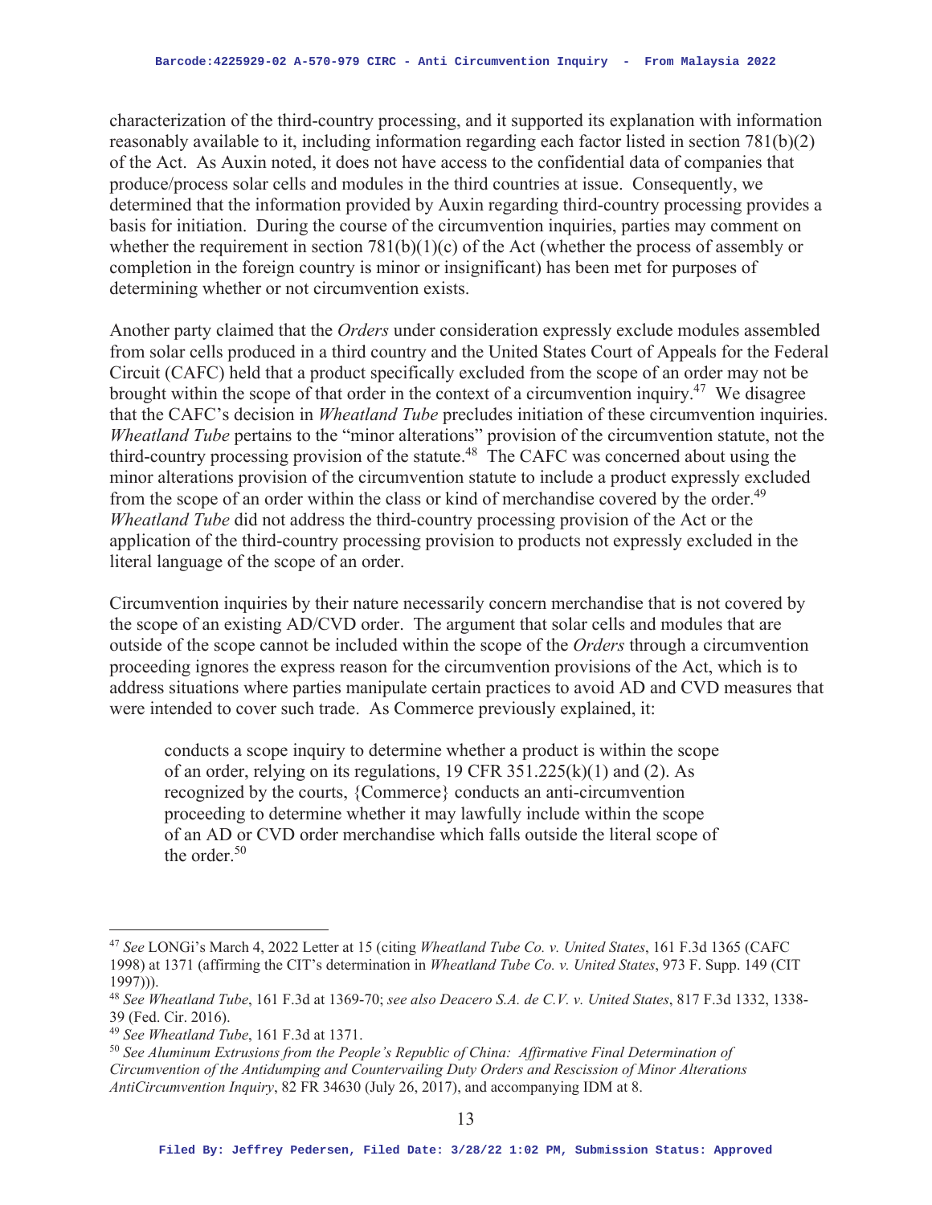characterization of the third-country processing, and it supported its explanation with information reasonably available to it, including information regarding each factor listed in section 781(b)(2) of the Act. As Auxin noted, it does not have access to the confidential data of companies that produce/process solar cells and modules in the third countries at issue. Consequently, we determined that the information provided by Auxin regarding third-country processing provides a basis for initiation. During the course of the circumvention inquiries, parties may comment on whether the requirement in section 781(b)(1)(c) of the Act (whether the process of assembly or completion in the foreign country is minor or insignificant) has been met for purposes of determining whether or not circumvention exists.

Another party claimed that the *Orders* under consideration expressly exclude modules assembled from solar cells produced in a third country and the United States Court of Appeals for the Federal Circuit (CAFC) held that a product specifically excluded from the scope of an order may not be brought within the scope of that order in the context of a circumvention inquiry.[47] We disagree that the CAFC's decision in *Wheatland Tube* precludes initiation of these circumvention inquiries. *Wheatland Tube* pertains to the "minor alterations" provision of the circumvention statute, not the third-country processing provision of the statute.[48] The CAFC was concerned about using the minor alterations provision of the circumvention statute to include a product expressly excluded from the scope of an order within the class or kind of merchandise covered by the order.[49] *Wheatland Tube* did not address the third-country processing provision of the Act or the application of the third-country processing provision to products not expressly excluded in the literal language of the scope of an order.

Circumvention inquiries by their nature necessarily concern merchandise that is not covered by the scope of an existing AD/CVD order. The argument that solar cells and modules that are outside of the scope cannot be included within the scope of the *Orders* through a circumvention proceeding ignores the express reason for the circumvention provisions of the Act, which is to address situations where parties manipulate certain practices to avoid AD and CVD measures that were intended to cover such trade. As Commerce previously explained, it:

> conducts a scope inquiry to determine whether a product is within the scope of an order, relying on its regulations, 19 CFR 351.225(k)(1) and (2). As recognized by the courts, {Commerce} conducts an anti-circumvention proceeding to determine whether it may lawfully include within the scope of an AD or CVD order merchandise which falls outside the literal scope of the order.[50]

---

[47] *See* LONGi's March 4, 2022 Letter at 15 (citing *Wheatland Tube Co. v. United States*, 161 F.3d 1365 (CAFC 1998) at 1371 (affirming the CIT's determination in *Wheatland Tube Co. v. United States*, 973 F. Supp. 149 (CIT 1997))).

[48] *See Wheatland Tube*, 161 F.3d at 1369-70; *see also Deacero S.A. de C.V. v. United States*, 817 F.3d 1332, 1338-39 (Fed. Cir. 2016).

[49] *See Wheatland Tube*, 161 F.3d at 1371.

[50] *See Aluminum Extrusions from the People's Republic of China: Affirmative Final Determination of Circumvention of the Antidumping and Countervailing Duty Orders and Rescission of Minor Alterations AntiCircumvention Inquiry*, 82 FR 34630 (July 26, 2017), and accompanying IDM at 8.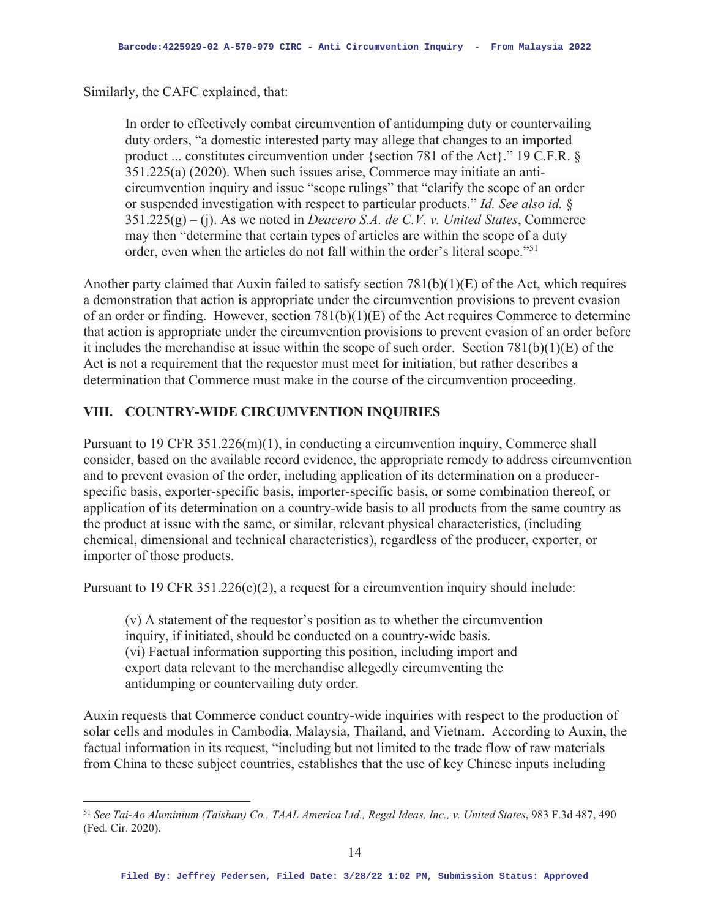Similarly, the CAFC explained, that:

> In order to effectively combat circumvention of antidumping duty or countervailing duty orders, "a domestic interested party may allege that changes to an imported product ... constitutes circumvention under {section 781 of the Act}." 19 C.F.R. § 351.225(a) (2020). When such issues arise, Commerce may initiate an anti-circumvention inquiry and issue "scope rulings" that "clarify the scope of an order or suspended investigation with respect to particular products." *Id. See also id.* § 351.225(g) – (j). As we noted in *Deacero S.A. de C.V. v. United States*, Commerce may then "determine that certain types of articles are within the scope of a duty order, even when the articles do not fall within the order's literal scope."[51]

Another party claimed that Auxin failed to satisfy section 781(b)(1)(E) of the Act, which requires a demonstration that action is appropriate under the circumvention provisions to prevent evasion of an order or finding. However, section 781(b)(1)(E) of the Act requires Commerce to determine that action is appropriate under the circumvention provisions to prevent evasion of an order before it includes the merchandise at issue within the scope of such order. Section 781(b)(1)(E) of the Act is not a requirement that the requestor must meet for initiation, but rather describes a determination that Commerce must make in the course of the circumvention proceeding.

## VIII. COUNTRY-WIDE CIRCUMVENTION INQUIRIES

Pursuant to 19 CFR 351.226(m)(1), in conducting a circumvention inquiry, Commerce shall consider, based on the available record evidence, the appropriate remedy to address circumvention and to prevent evasion of the order, including application of its determination on a producer-specific basis, exporter-specific basis, importer-specific basis, or some combination thereof, or application of its determination on a country-wide basis to all products from the same country as the product at issue with the same, or similar, relevant physical characteristics, (including chemical, dimensional and technical characteristics), regardless of the producer, exporter, or importer of those products.

Pursuant to 19 CFR 351.226(c)(2), a request for a circumvention inquiry should include:

> (v) A statement of the requestor's position as to whether the circumvention inquiry, if initiated, should be conducted on a country-wide basis.
> (vi) Factual information supporting this position, including import and export data relevant to the merchandise allegedly circumventing the antidumping or countervailing duty order.

Auxin requests that Commerce conduct country-wide inquiries with respect to the production of solar cells and modules in Cambodia, Malaysia, Thailand, and Vietnam. According to Auxin, the factual information in its request, "including but not limited to the trade flow of raw materials from China to these subject countries, establishes that the use of key Chinese inputs including

---

[51] *See Tai-Ao Aluminium (Taishan) Co., TAAL America Ltd., Regal Ideas, Inc., v. United States*, 983 F.3d 487, 490 (Fed. Cir. 2020).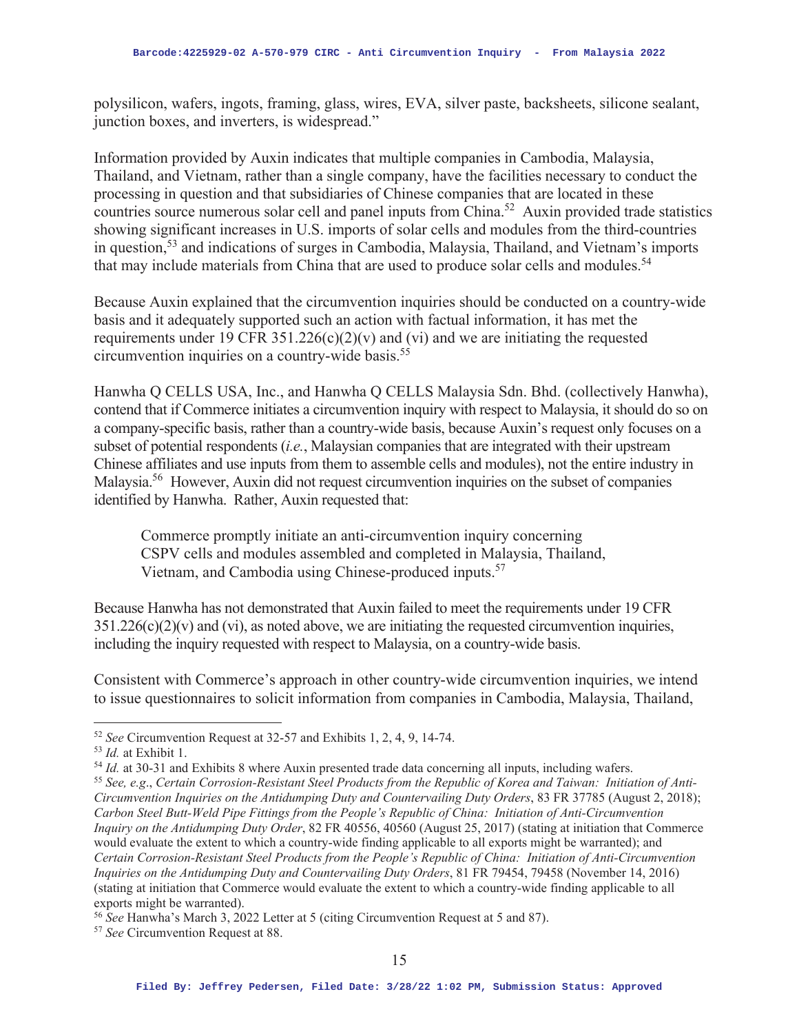polysilicon, wafers, ingots, framing, glass, wires, EVA, silver paste, backsheets, silicone sealant, junction boxes, and inverters, is widespread."

Information provided by Auxin indicates that multiple companies in Cambodia, Malaysia, Thailand, and Vietnam, rather than a single company, have the facilities necessary to conduct the processing in question and that subsidiaries of Chinese companies that are located in these countries source numerous solar cell and panel inputs from China.[52] Auxin provided trade statistics showing significant increases in U.S. imports of solar cells and modules from the third-countries in question,[53] and indications of surges in Cambodia, Malaysia, Thailand, and Vietnam's imports that may include materials from China that are used to produce solar cells and modules.[54]

Because Auxin explained that the circumvention inquiries should be conducted on a country-wide basis and it adequately supported such an action with factual information, it has met the requirements under 19 CFR 351.226(c)(2)(v) and (vi) and we are initiating the requested circumvention inquiries on a country-wide basis.[55]

Hanwha Q CELLS USA, Inc., and Hanwha Q CELLS Malaysia Sdn. Bhd. (collectively Hanwha), contend that if Commerce initiates a circumvention inquiry with respect to Malaysia, it should do so on a company-specific basis, rather than a country-wide basis, because Auxin's request only focuses on a subset of potential respondents (*i.e.*, Malaysian companies that are integrated with their upstream Chinese affiliates and use inputs from them to assemble cells and modules), not the entire industry in Malaysia.[56] However, Auxin did not request circumvention inquiries on the subset of companies identified by Hanwha. Rather, Auxin requested that:

> Commerce promptly initiate an anti-circumvention inquiry concerning CSPV cells and modules assembled and completed in Malaysia, Thailand, Vietnam, and Cambodia using Chinese-produced inputs.[57]

Because Hanwha has not demonstrated that Auxin failed to meet the requirements under 19 CFR 351.226(c)(2)(v) and (vi), as noted above, we are initiating the requested circumvention inquiries, including the inquiry requested with respect to Malaysia, on a country-wide basis.

Consistent with Commerce's approach in other country-wide circumvention inquiries, we intend to issue questionnaires to solicit information from companies in Cambodia, Malaysia, Thailand,

---

[52] *See* Circumvention Request at 32-57 and Exhibits 1, 2, 4, 9, 14-74.

[53] *Id.* at Exhibit 1.

[54] *Id.* at 30-31 and Exhibits 8 where Auxin presented trade data concerning all inputs, including wafers.

[55] *See, e.g.*, *Certain Corrosion-Resistant Steel Products from the Republic of Korea and Taiwan: Initiation of Anti-Circumvention Inquiries on the Antidumping Duty and Countervailing Duty Orders*, 83 FR 37785 (August 2, 2018); *Carbon Steel Butt-Weld Pipe Fittings from the People's Republic of China: Initiation of Anti-Circumvention Inquiry on the Antidumping Duty Order*, 82 FR 40556, 40560 (August 25, 2017) (stating at initiation that Commerce would evaluate the extent to which a country-wide finding applicable to all exports might be warranted); and *Certain Corrosion-Resistant Steel Products from the People's Republic of China: Initiation of Anti-Circumvention Inquiries on the Antidumping Duty and Countervailing Duty Orders*, 81 FR 79454, 79458 (November 14, 2016) (stating at initiation that Commerce would evaluate the extent to which a country-wide finding applicable to all exports might be warranted).

[56] *See* Hanwha's March 3, 2022 Letter at 5 (citing Circumvention Request at 5 and 87).

[57] *See* Circumvention Request at 88.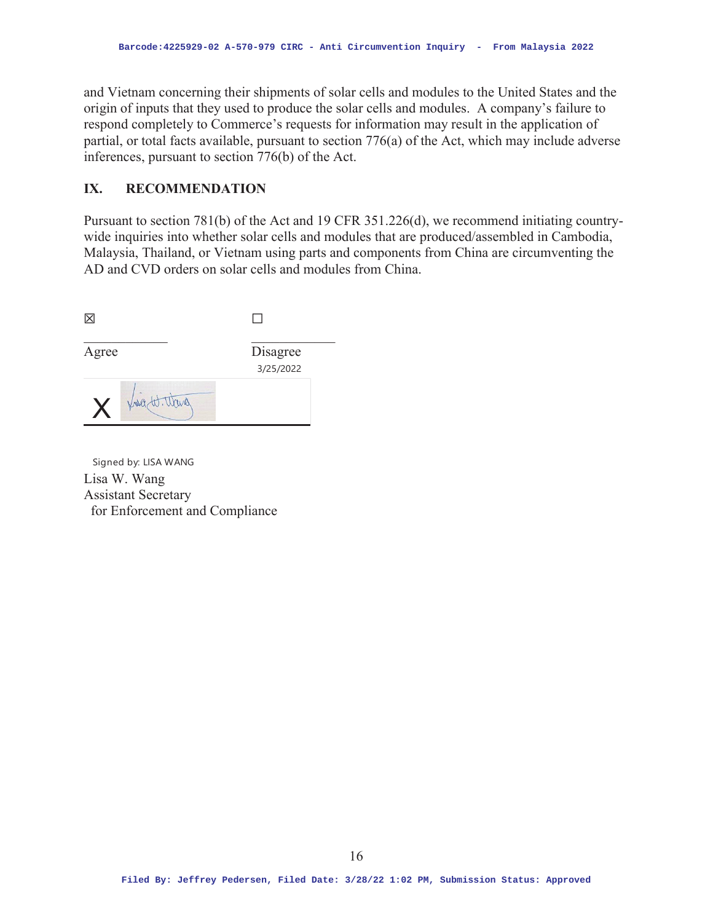and Vietnam concerning their shipments of solar cells and modules to the United States and the origin of inputs that they used to produce the solar cells and modules. A company's failure to respond completely to Commerce's requests for information may result in the application of partial, or total facts available, pursuant to section 776(a) of the Act, which may include adverse inferences, pursuant to section 776(b) of the Act.

## IX. RECOMMENDATION

Pursuant to section 781(b) of the Act and 19 CFR 351.226(d), we recommend initiating country-wide inquiries into whether solar cells and modules that are produced/assembled in Cambodia, Malaysia, Thailand, or Vietnam using parts and components from China are circumventing the AD and CVD orders on solar cells and modules from China.

☒ ☐

Agree Disagree

3/25/2022

X

Signed by: LISA WANG

Lisa W. Wang
Assistant Secretary
for Enforcement and Compliance